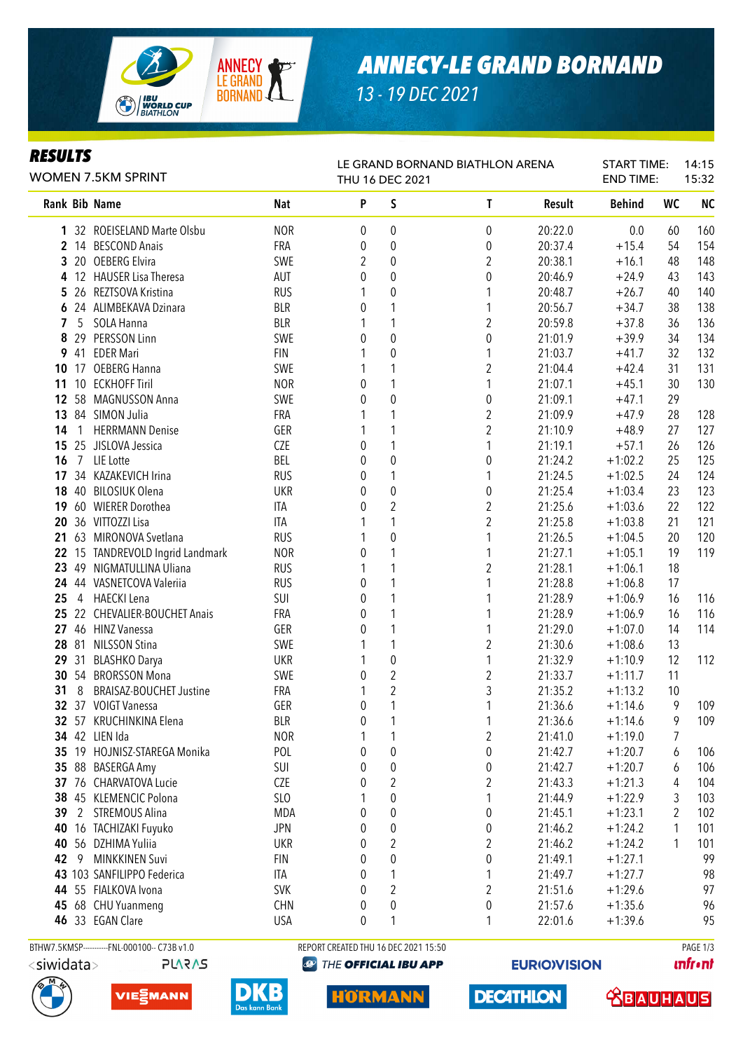# ANNECY-LE GRAND BORNAND

13 - 19 DEC 2021

## RESULTS

WOMEN 7.5KM SPRINT

LE GRAND BORNAND BIATHLON ARENA
THU 16 DEC 2021

START TIME: 14:15
END TIME: 15:32

| Rank | Bib | Name | Nat | P | S | T | Result | Behind | WC | NC |
|---|---|---|---|---|---|---|---|---|---|---|
| 1 | 32 | ROEISELAND Marte Olsbu | NOR | 0 | 0 | 0 | 20:22.0 | 0.0 | 60 | 160 |
| 2 | 14 | BESCOND Anais | FRA | 0 | 0 | 0 | 20:37.4 | +15.4 | 54 | 154 |
| 3 | 20 | OEBERG Elvira | SWE | 2 | 0 | 2 | 20:38.1 | +16.1 | 48 | 148 |
| 4 | 12 | HAUSER Lisa Theresa | AUT | 0 | 0 | 0 | 20:46.9 | +24.9 | 43 | 143 |
| 5 | 26 | REZTSOVA Kristina | RUS | 1 | 0 | 1 | 20:48.7 | +26.7 | 40 | 140 |
| 6 | 24 | ALIMBEKAVA Dzinara | BLR | 0 | 1 | 1 | 20:56.7 | +34.7 | 38 | 138 |
| 7 | 5 | SOLA Hanna | BLR | 1 | 1 | 2 | 20:59.8 | +37.8 | 36 | 136 |
| 8 | 29 | PERSSON Linn | SWE | 0 | 0 | 0 | 21:01.9 | +39.9 | 34 | 134 |
| 9 | 41 | EDER Mari | FIN | 1 | 0 | 1 | 21:03.7 | +41.7 | 32 | 132 |
| 10 | 17 | OEBERG Hanna | SWE | 1 | 1 | 2 | 21:04.4 | +42.4 | 31 | 131 |
| 11 | 10 | ECKHOFF Tiril | NOR | 0 | 1 | 1 | 21:07.1 | +45.1 | 30 | 130 |
| 12 | 58 | MAGNUSSON Anna | SWE | 0 | 0 | 0 | 21:09.1 | +47.1 | 29 | |
| 13 | 84 | SIMON Julia | FRA | 1 | 1 | 2 | 21:09.9 | +47.9 | 28 | 128 |
| 14 | 1 | HERRMANN Denise | GER | 1 | 1 | 2 | 21:10.9 | +48.9 | 27 | 127 |
| 15 | 25 | JISLOVA Jessica | CZE | 0 | 1 | 1 | 21:19.1 | +57.1 | 26 | 126 |
| 16 | 7 | LIE Lotte | BEL | 0 | 0 | 0 | 21:24.2 | +1:02.2 | 25 | 125 |
| 17 | 34 | KAZAKEVICH Irina | RUS | 0 | 1 | 1 | 21:24.5 | +1:02.5 | 24 | 124 |
| 18 | 40 | BILOSIUK Olena | UKR | 0 | 0 | 0 | 21:25.4 | +1:03.4 | 23 | 123 |
| 19 | 60 | WIERER Dorothea | ITA | 0 | 2 | 2 | 21:25.6 | +1:03.6 | 22 | 122 |
| 20 | 36 | VITTOZZI Lisa | ITA | 1 | 1 | 2 | 21:25.8 | +1:03.8 | 21 | 121 |
| 21 | 63 | MIRONOVA Svetlana | RUS | 1 | 0 | 1 | 21:26.5 | +1:04.5 | 20 | 120 |
| 22 | 15 | TANDREVOLD Ingrid Landmark | NOR | 0 | 1 | 1 | 21:27.1 | +1:05.1 | 19 | 119 |
| 23 | 49 | NIGMATULLINA Uliana | RUS | 1 | 1 | 2 | 21:28.1 | +1:06.1 | 18 | |
| 24 | 44 | VASNETCOVA Valeriia | RUS | 0 | 1 | 1 | 21:28.8 | +1:06.8 | 17 | |
| 25 | 4 | HAECKI Lena | SUI | 0 | 1 | 1 | 21:28.9 | +1:06.9 | 16 | 116 |
| 25 | 22 | CHEVALIER-BOUCHET Anais | FRA | 0 | 1 | 1 | 21:28.9 | +1:06.9 | 16 | 116 |
| 27 | 46 | HINZ Vanessa | GER | 0 | 1 | 1 | 21:29.0 | +1:07.0 | 14 | 114 |
| 28 | 81 | NILSSON Stina | SWE | 1 | 1 | 2 | 21:30.6 | +1:08.6 | 13 | |
| 29 | 31 | BLASHKO Darya | UKR | 1 | 0 | 1 | 21:32.9 | +1:10.9 | 12 | 112 |
| 30 | 54 | BRORSSON Mona | SWE | 0 | 2 | 2 | 21:33.7 | +1:11.7 | 11 | |
| 31 | 8 | BRAISAZ-BOUCHET Justine | FRA | 1 | 2 | 3 | 21:35.2 | +1:13.2 | 10 | |
| 32 | 37 | VOIGT Vanessa | GER | 0 | 1 | 1 | 21:36.6 | +1:14.6 | 9 | 109 |
| 32 | 57 | KRUCHINKINA Elena | BLR | 0 | 1 | 1 | 21:36.6 | +1:14.6 | 9 | 109 |
| 34 | 42 | LIEN Ida | NOR | 1 | 1 | 2 | 21:41.0 | +1:19.0 | 7 | |
| 35 | 19 | HOJNISZ-STAREGA Monika | POL | 0 | 0 | 0 | 21:42.7 | +1:20.7 | 6 | 106 |
| 35 | 88 | BASERGA Amy | SUI | 0 | 0 | 0 | 21:42.7 | +1:20.7 | 6 | 106 |
| 37 | 76 | CHARVATOVA Lucie | CZE | 0 | 2 | 2 | 21:43.3 | +1:21.3 | 4 | 104 |
| 38 | 45 | KLEMENCIC Polona | SLO | 1 | 0 | 1 | 21:44.9 | +1:22.9 | 3 | 103 |
| 39 | 2 | STREMOUS Alina | MDA | 0 | 0 | 0 | 21:45.1 | +1:23.1 | 2 | 102 |
| 40 | 16 | TACHIZAKI Fuyuko | JPN | 0 | 0 | 0 | 21:46.2 | +1:24.2 | 1 | 101 |
| 40 | 56 | DZHIMA Yuliia | UKR | 0 | 2 | 2 | 21:46.2 | +1:24.2 | 1 | 101 |
| 42 | 9 | MINKKINEN Suvi | FIN | 0 | 0 | 0 | 21:49.1 | +1:27.1 | | 99 |
| 43 | 103 | SANFILIPPO Federica | ITA | 0 | 1 | 1 | 21:49.7 | +1:27.7 | | 98 |
| 44 | 55 | FIALKOVA Ivona | SVK | 0 | 2 | 2 | 21:51.6 | +1:29.6 | | 97 |
| 45 | 68 | CHU Yuanmeng | CHN | 0 | 0 | 0 | 21:57.6 | +1:35.6 | | 96 |
| 46 | 33 | EGAN Clare | USA | 0 | 1 | 1 | 22:01.6 | +1:39.6 | | 95 |

BTHW7.5KMSP----------FNL-000100-- C73B v1.0    REPORT CREATED THU 16 DEC 2021 15:50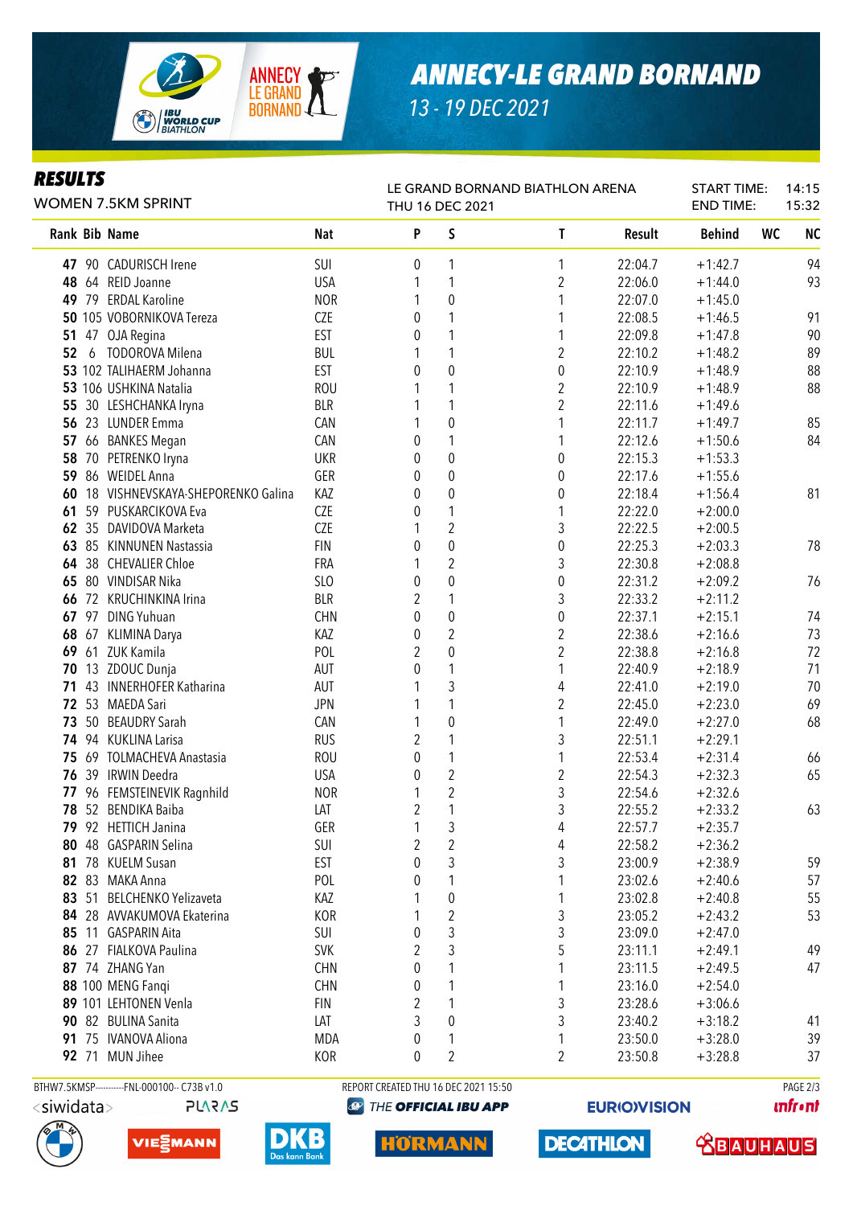# ANNECY-LE GRAND BORNAND

13 - 19 DEC 2021

## RESULTS

WOMEN 7.5KM SPRINT

LE GRAND BORNAND BIATHLON ARENA
THU 16 DEC 2021

START TIME: 14:15
END TIME: 15:32

| Rank | Bib | Name | Nat | P | S | T | Result | Behind | WC | NC |
|---|---|---|---|---|---|---|---|---|---|---|
| 47 | 90 | CADURISCH Irene | SUI | 0 | 1 | 1 | 22:04.7 | +1:42.7 | | 94 |
| 48 | 64 | REID Joanne | USA | 1 | 1 | 2 | 22:06.0 | +1:44.0 | | 93 |
| 49 | 79 | ERDAL Karoline | NOR | 1 | 0 | 1 | 22:07.0 | +1:45.0 | | |
| 50 | 105 | VOBORNIKOVA Tereza | CZE | 0 | 1 | 1 | 22:08.5 | +1:46.5 | | 91 |
| 51 | 47 | OJA Regina | EST | 0 | 1 | 1 | 22:09.8 | +1:47.8 | | 90 |
| 52 | 6 | TODOROVA Milena | BUL | 1 | 1 | 2 | 22:10.2 | +1:48.2 | | 89 |
| 53 | 102 | TALIHAERM Johanna | EST | 0 | 0 | 0 | 22:10.9 | +1:48.9 | | 88 |
| 53 | 106 | USHKINA Natalia | ROU | 1 | 1 | 2 | 22:10.9 | +1:48.9 | | 88 |
| 55 | 30 | LESHCHANKA Iryna | BLR | 1 | 1 | 2 | 22:11.6 | +1:49.6 | | |
| 56 | 23 | LUNDER Emma | CAN | 1 | 0 | 1 | 22:11.7 | +1:49.7 | | 85 |
| 57 | 66 | BANKES Megan | CAN | 0 | 1 | 1 | 22:12.6 | +1:50.6 | | 84 |
| 58 | 70 | PETRENKO Iryna | UKR | 0 | 0 | 0 | 22:15.3 | +1:53.3 | | |
| 59 | 86 | WEIDEL Anna | GER | 0 | 0 | 0 | 22:17.6 | +1:55.6 | | |
| 60 | 18 | VISHNEVSKAYA-SHEPORENKO Galina | KAZ | 0 | 0 | 0 | 22:18.4 | +1:56.4 | | 81 |
| 61 | 59 | PUSKARCIKOVA Eva | CZE | 0 | 1 | 1 | 22:22.0 | +2:00.0 | | |
| 62 | 35 | DAVIDOVA Marketa | CZE | 1 | 2 | 3 | 22:22.5 | +2:00.5 | | |
| 63 | 85 | KINNUNEN Nastassia | FIN | 0 | 0 | 0 | 22:25.3 | +2:03.3 | | 78 |
| 64 | 38 | CHEVALIER Chloe | FRA | 1 | 2 | 3 | 22:30.8 | +2:08.8 | | |
| 65 | 80 | VINDISAR Nika | SLO | 0 | 0 | 0 | 22:31.2 | +2:09.2 | | 76 |
| 66 | 72 | KRUCHINKINA Irina | BLR | 2 | 1 | 3 | 22:33.2 | +2:11.2 | | |
| 67 | 97 | DING Yuhuan | CHN | 0 | 0 | 0 | 22:37.1 | +2:15.1 | | 74 |
| 68 | 67 | KLIMINA Darya | KAZ | 0 | 2 | 2 | 22:38.6 | +2:16.6 | | 73 |
| 69 | 61 | ZUK Kamila | POL | 2 | 0 | 2 | 22:38.8 | +2:16.8 | | 72 |
| 70 | 13 | ZDOUC Dunja | AUT | 0 | 1 | 1 | 22:40.9 | +2:18.9 | | 71 |
| 71 | 43 | INNERHOFER Katharina | AUT | 1 | 3 | 4 | 22:41.0 | +2:19.0 | | 70 |
| 72 | 53 | MAEDA Sari | JPN | 1 | 1 | 2 | 22:45.0 | +2:23.0 | | 69 |
| 73 | 50 | BEAUDRY Sarah | CAN | 1 | 0 | 1 | 22:49.0 | +2:27.0 | | 68 |
| 74 | 94 | KUKLINA Larisa | RUS | 2 | 1 | 3 | 22:51.1 | +2:29.1 | | |
| 75 | 69 | TOLMACHEVA Anastasia | ROU | 0 | 1 | 1 | 22:53.4 | +2:31.4 | | 66 |
| 76 | 39 | IRWIN Deedra | USA | 0 | 2 | 2 | 22:54.3 | +2:32.3 | | 65 |
| 77 | 96 | FEMSTEINEVIK Ragnhild | NOR | 1 | 2 | 3 | 22:54.6 | +2:32.6 | | |
| 78 | 52 | BENDIKA Baiba | LAT | 2 | 1 | 3 | 22:55.2 | +2:33.2 | | 63 |
| 79 | 92 | HETTICH Janina | GER | 1 | 3 | 4 | 22:57.7 | +2:35.7 | | |
| 80 | 48 | GASPARIN Selina | SUI | 2 | 2 | 4 | 22:58.2 | +2:36.2 | | |
| 81 | 78 | KUELM Susan | EST | 0 | 3 | 3 | 23:00.9 | +2:38.9 | | 59 |
| 82 | 83 | MAKA Anna | POL | 0 | 1 | 1 | 23:02.6 | +2:40.6 | | 57 |
| 83 | 51 | BELCHENKO Yelizaveta | KAZ | 1 | 0 | 1 | 23:02.8 | +2:40.8 | | 55 |
| 84 | 28 | AVVAKUMOVA Ekaterina | KOR | 1 | 2 | 3 | 23:05.2 | +2:43.2 | | 53 |
| 85 | 11 | GASPARIN Aita | SUI | 0 | 3 | 3 | 23:09.0 | +2:47.0 | | |
| 86 | 27 | FIALKOVA Paulina | SVK | 2 | 3 | 5 | 23:11.1 | +2:49.1 | | 49 |
| 87 | 74 | ZHANG Yan | CHN | 0 | 1 | 1 | 23:11.5 | +2:49.5 | | 47 |
| 88 | 100 | MENG Fanqi | CHN | 0 | 1 | 1 | 23:16.0 | +2:54.0 | | |
| 89 | 101 | LEHTONEN Venla | FIN | 2 | 1 | 3 | 23:28.6 | +3:06.6 | | |
| 90 | 82 | BULINA Sanita | LAT | 3 | 0 | 3 | 23:40.2 | +3:18.2 | | 41 |
| 91 | 75 | IVANOVA Aliona | MDA | 0 | 1 | 1 | 23:50.0 | +3:28.0 | | 39 |
| 92 | 71 | MUN Jihee | KOR | 0 | 2 | 2 | 23:50.8 | +3:28.8 | | 37 |

BTHW7.5KMSP----------FNL-000100-- C73B v1.0    REPORT CREATED THU 16 DEC 2021 15:50    PAGE 2/3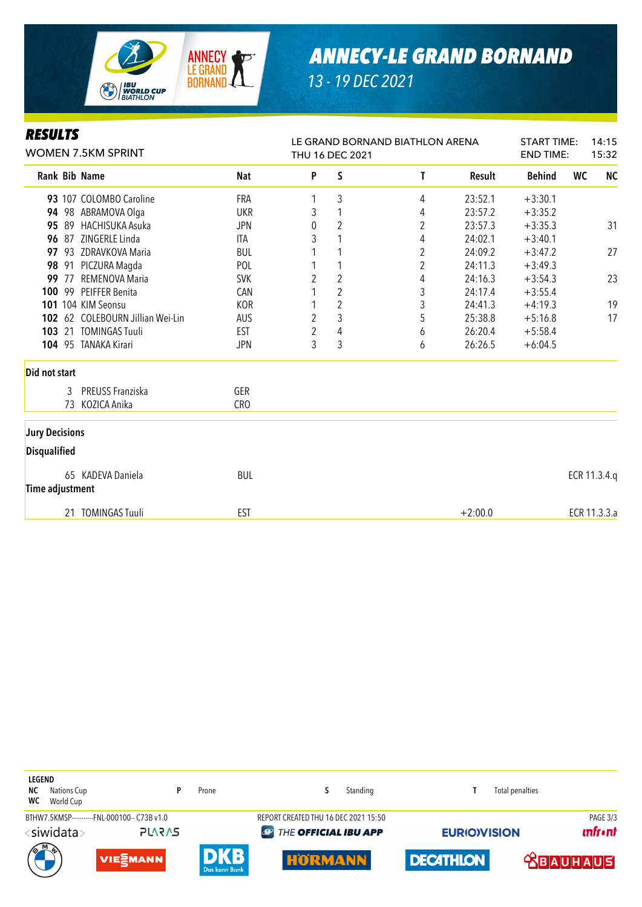# ANNECY-LE GRAND BORNAND

13 - 19 DEC 2021

## RESULTS

WOMEN 7.5KM SPRINT

LE GRAND BORNAND BIATHLON ARENA
THU 16 DEC 2021

START TIME: 14:15
END TIME: 15:32

| Rank | Bib | Name | Nat | P | S | T | Result | Behind | WC | NC |
|---|---|---|---|---|---|---|---|---|---|---|
| **93** | 107 | COLOMBO Caroline | FRA | 1 | 3 | 4 | 23:52.1 | +3:30.1 | | |
| **94** | 98 | ABRAMOVA Olga | UKR | 3 | 1 | 4 | 23:57.2 | +3:35.2 | | |
| **95** | 89 | HACHISUKA Asuka | JPN | 0 | 2 | 2 | 23:57.3 | +3:35.3 | | 31 |
| **96** | 87 | ZINGERLE Linda | ITA | 3 | 1 | 4 | 24:02.1 | +3:40.1 | | |
| **97** | 93 | ZDRAVKOVA Maria | BUL | 1 | 1 | 2 | 24:09.2 | +3:47.2 | | 27 |
| **98** | 91 | PICZURA Magda | POL | 1 | 1 | 2 | 24:11.3 | +3:49.3 | | |
| **99** | 77 | REMENOVA Maria | SVK | 2 | 2 | 4 | 24:16.3 | +3:54.3 | | 23 |
| **100** | 99 | PEIFFER Benita | CAN | 1 | 2 | 3 | 24:17.4 | +3:55.4 | | |
| **101** | 104 | KIM Seonsu | KOR | 1 | 2 | 3 | 24:41.3 | +4:19.3 | | 19 |
| **102** | 62 | COLEBOURN Jillian Wei-Lin | AUS | 2 | 3 | 5 | 25:38.8 | +5:16.8 | | 17 |
| **103** | 21 | TOMINGAS Tuuli | EST | 2 | 4 | 6 | 26:20.4 | +5:58.4 | | |
| **104** | 95 | TANAKA Kirari | JPN | 3 | 3 | 6 | 26:26.5 | +6:04.5 | | |

### Did not start

| Bib | Name | Nat |
|---|---|---|
| 3 | PREUSS Franziska | GER |
| 73 | KOZICA Anika | CRO |

### Jury Decisions

#### Disqualified

| Bib | Name | Nat | | Rule |
|---|---|---|---|---|
| 65 | KADEVA Daniela | BUL | | ECR 11.3.4.q |

#### Time adjustment

| Bib | Name | Nat | Adjustment | Rule |
|---|---|---|---|---|
| 21 | TOMINGAS Tuuli | EST | +2:00.0 | ECR 11.3.3.a |

**LEGEND**
- **NC** Nations Cup
- **WC** World Cup
- **P** Prone
- **S** Standing
- **T** Total penalties

BTHW7.5KMSP-----------FNL-000100-- C73B v1.0
REPORT CREATED THU 16 DEC 2021 15:50